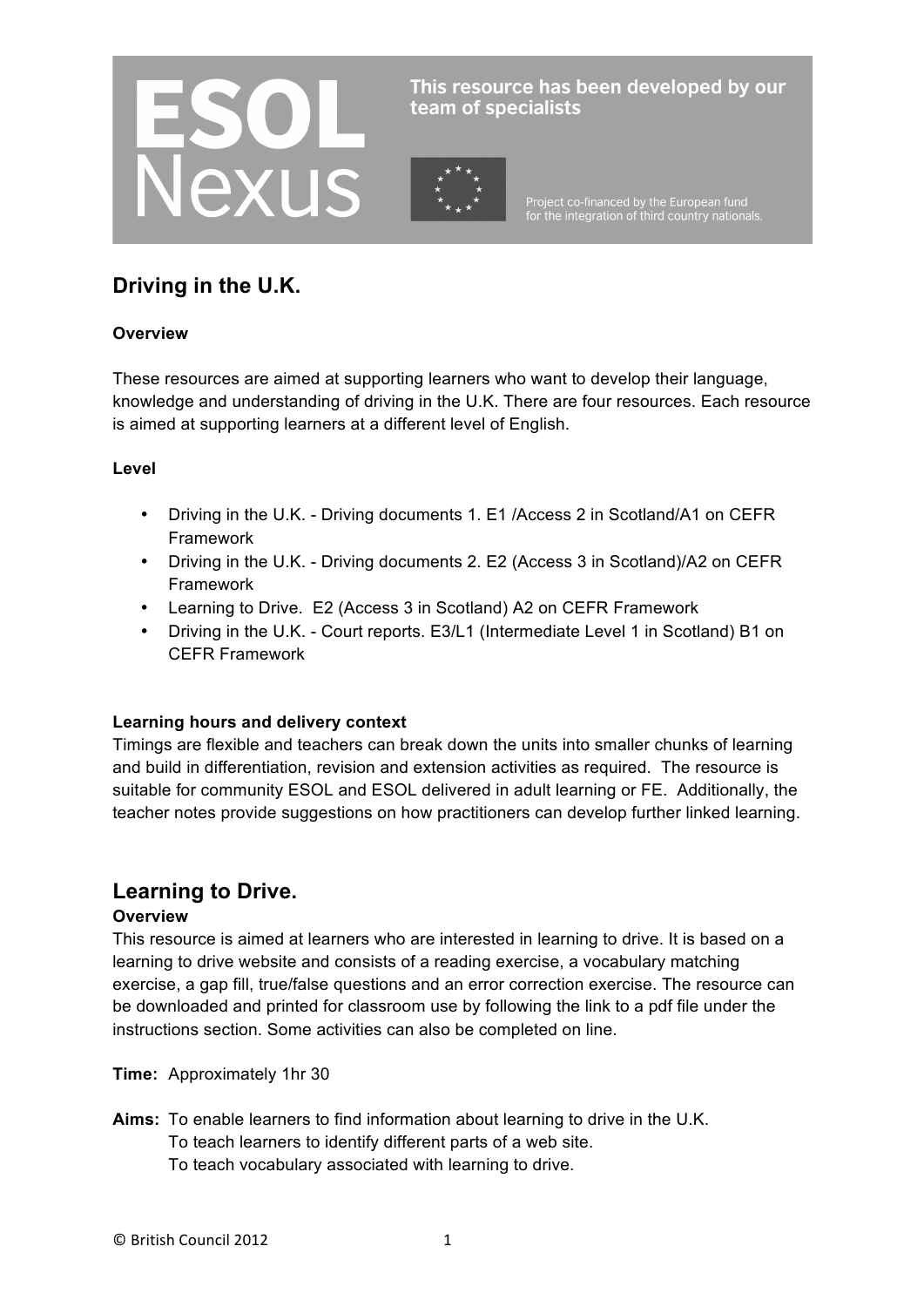ESOL Nexus

This resource has been developed by our team of specialists

Project co-financed by the European fund for the integration of third country nationals.

## Driving in the U.K.

**Overview**

These resources are aimed at supporting learners who want to develop their language, knowledge and understanding of driving in the U.K. There are four resources. Each resource is aimed at supporting learners at a different level of English.

**Level**

- Driving in the U.K. - Driving documents 1. E1 /Access 2 in Scotland/A1 on CEFR Framework
- Driving in the U.K. - Driving documents 2. E2 (Access 3 in Scotland)/A2 on CEFR Framework
- Learning to Drive. E2 (Access 3 in Scotland) A2 on CEFR Framework
- Driving in the U.K. - Court reports. E3/L1 (Intermediate Level 1 in Scotland) B1 on CEFR Framework

**Learning hours and delivery context**

Timings are flexible and teachers can break down the units into smaller chunks of learning and build in differentiation, revision and extension activities as required. The resource is suitable for community ESOL and ESOL delivered in adult learning or FE. Additionally, the teacher notes provide suggestions on how practitioners can develop further linked learning.

## Learning to Drive.

**Overview**

This resource is aimed at learners who are interested in learning to drive. It is based on a learning to drive website and consists of a reading exercise, a vocabulary matching exercise, a gap fill, true/false questions and an error correction exercise. The resource can be downloaded and printed for classroom use by following the link to a pdf file under the instructions section. Some activities can also be completed on line.

**Time:** Approximately 1hr 30

**Aims:** To enable learners to find information about learning to drive in the U.K.
To teach learners to identify different parts of a web site.
To teach vocabulary associated with learning to drive.

© British Council 2012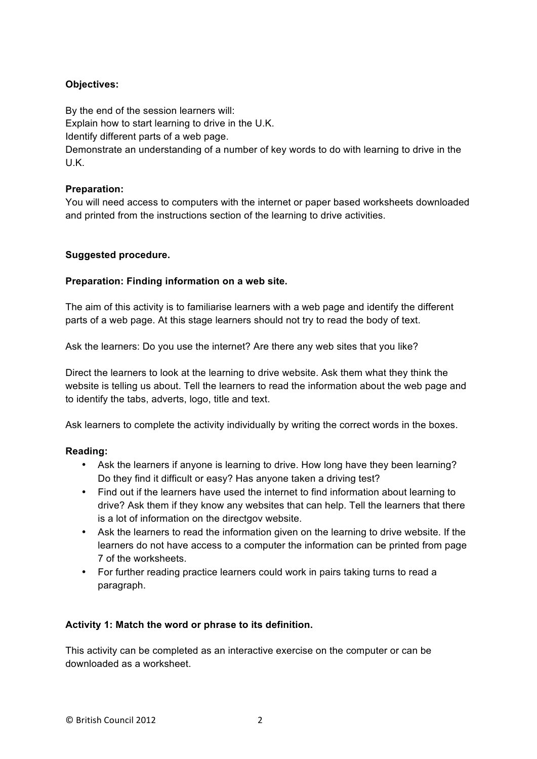**Objectives:**

By the end of the session learners will:
Explain how to start learning to drive in the U.K.
Identify different parts of a web page.
Demonstrate an understanding of a number of key words to do with learning to drive in the U.K.

**Preparation:**
You will need access to computers with the internet or paper based worksheets downloaded and printed from the instructions section of the learning to drive activities.

**Suggested procedure.**

**Preparation: Finding information on a web site.**

The aim of this activity is to familiarise learners with a web page and identify the different parts of a web page. At this stage learners should not try to read the body of text.

Ask the learners: Do you use the internet? Are there any web sites that you like?

Direct the learners to look at the learning to drive website. Ask them what they think the website is telling us about. Tell the learners to read the information about the web page and to identify the tabs, adverts, logo, title and text.

Ask learners to complete the activity individually by writing the correct words in the boxes.

**Reading:**

- Ask the learners if anyone is learning to drive. How long have they been learning? Do they find it difficult or easy? Has anyone taken a driving test?
- Find out if the learners have used the internet to find information about learning to drive? Ask them if they know any websites that can help. Tell the learners that there is a lot of information on the directgov website.
- Ask the learners to read the information given on the learning to drive website. If the learners do not have access to a computer the information can be printed from page 7 of the worksheets.
- For further reading practice learners could work in pairs taking turns to read a paragraph.

**Activity 1: Match the word or phrase to its definition.**

This activity can be completed as an interactive exercise on the computer or can be downloaded as a worksheet.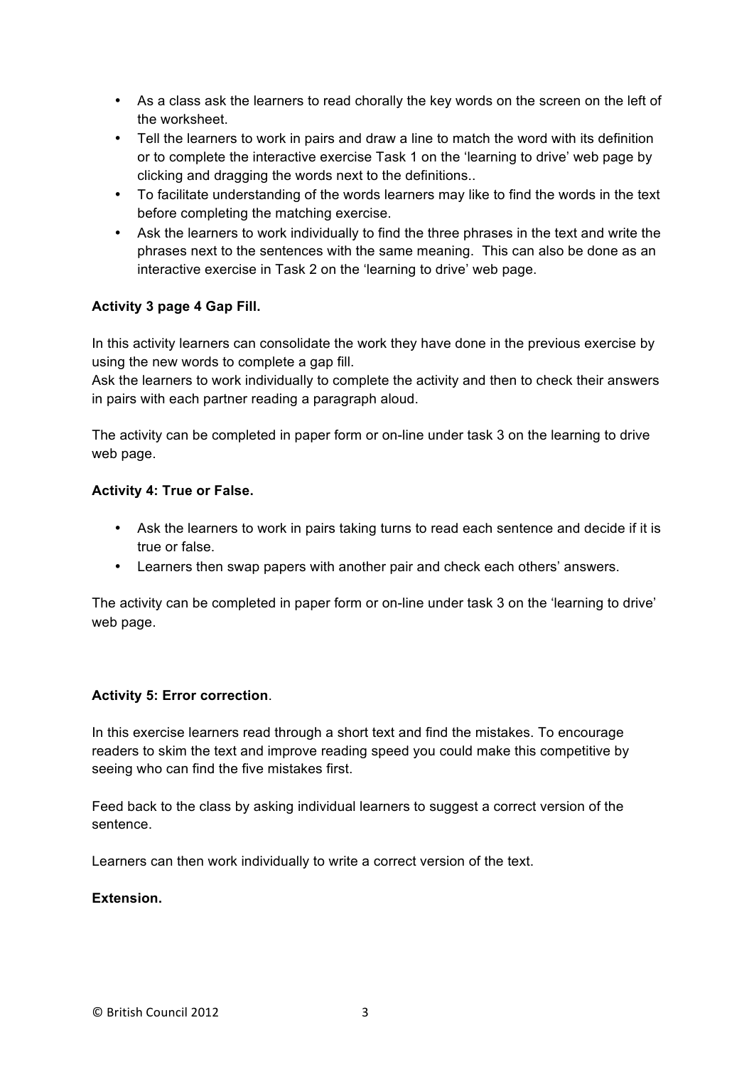- As a class ask the learners to read chorally the key words on the screen on the left of the worksheet.
- Tell the learners to work in pairs and draw a line to match the word with its definition or to complete the interactive exercise Task 1 on the 'learning to drive' web page by clicking and dragging the words next to the definitions..
- To facilitate understanding of the words learners may like to find the words in the text before completing the matching exercise.
- Ask the learners to work individually to find the three phrases in the text and write the phrases next to the sentences with the same meaning. This can also be done as an interactive exercise in Task 2 on the 'learning to drive' web page.

**Activity 3 page 4 Gap Fill.**

In this activity learners can consolidate the work they have done in the previous exercise by using the new words to complete a gap fill.
Ask the learners to work individually to complete the activity and then to check their answers in pairs with each partner reading a paragraph aloud.

The activity can be completed in paper form or on-line under task 3 on the learning to drive web page.

**Activity 4: True or False.**

- Ask the learners to work in pairs taking turns to read each sentence and decide if it is true or false.
- Learners then swap papers with another pair and check each others' answers.

The activity can be completed in paper form or on-line under task 3 on the 'learning to drive' web page.

**Activity 5: Error correction**.

In this exercise learners read through a short text and find the mistakes. To encourage readers to skim the text and improve reading speed you could make this competitive by seeing who can find the five mistakes first.

Feed back to the class by asking individual learners to suggest a correct version of the sentence.

Learners can then work individually to write a correct version of the text.

**Extension.**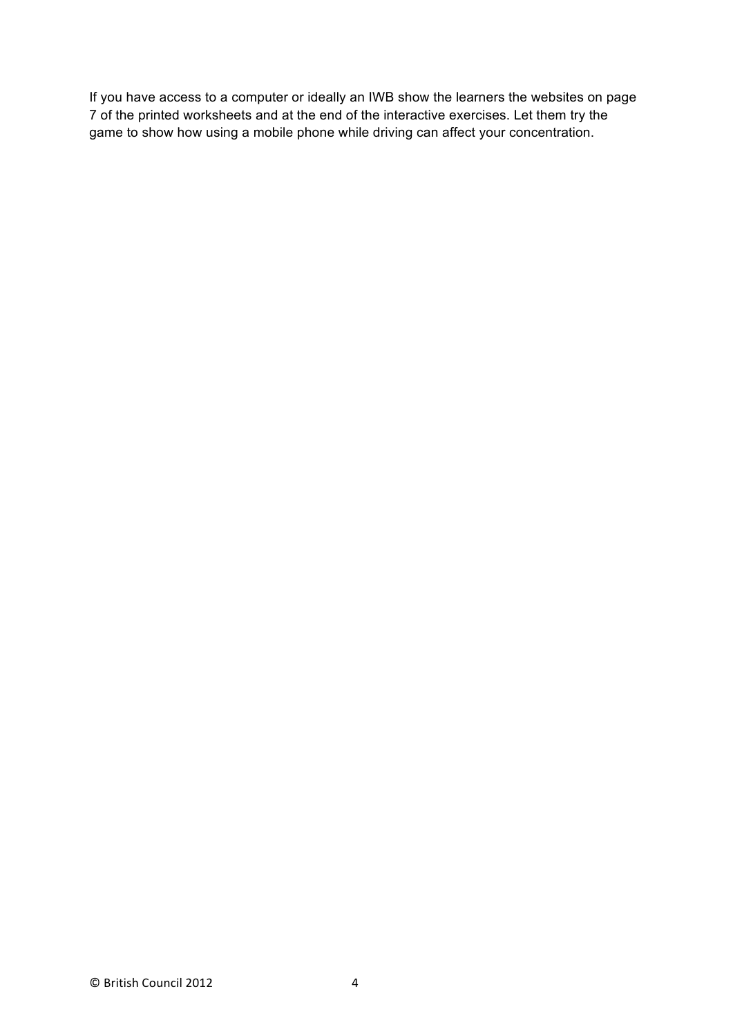If you have access to a computer or ideally an IWB show the learners the websites on page 7 of the printed worksheets and at the end of the interactive exercises. Let them try the game to show how using a mobile phone while driving can affect your concentration.

© British Council 2012